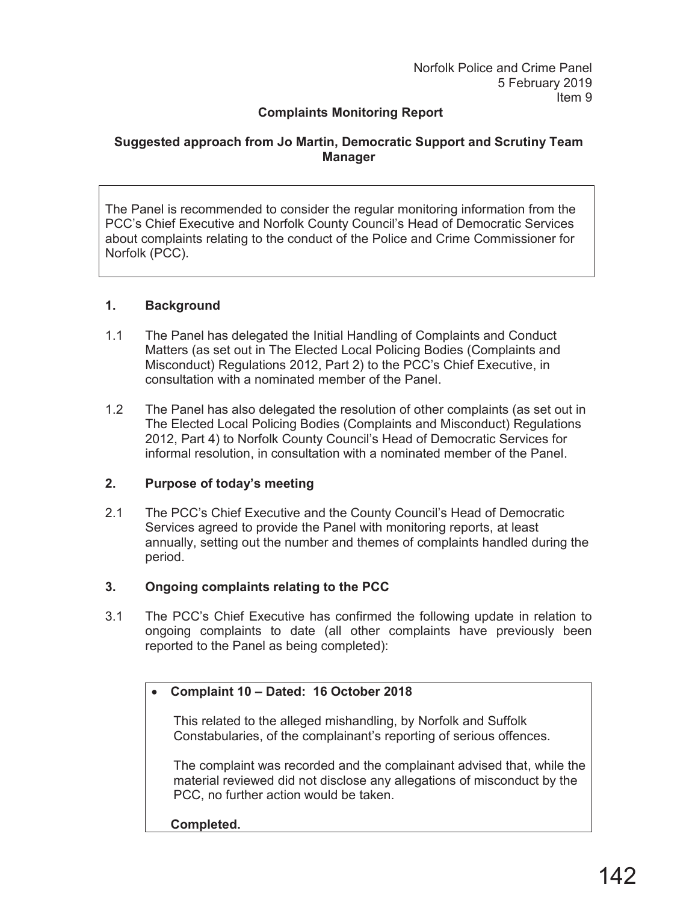Norfolk Police and Crime Panel
5 February 2019
Item 9

**Complaints Monitoring Report**

**Suggested approach from Jo Martin, Democratic Support and Scrutiny Team Manager**

The Panel is recommended to consider the regular monitoring information from the PCC's Chief Executive and Norfolk County Council's Head of Democratic Services about complaints relating to the conduct of the Police and Crime Commissioner for Norfolk (PCC).

## 1. Background

1.1 The Panel has delegated the Initial Handling of Complaints and Conduct Matters (as set out in The Elected Local Policing Bodies (Complaints and Misconduct) Regulations 2012, Part 2) to the PCC's Chief Executive, in consultation with a nominated member of the Panel.

1.2 The Panel has also delegated the resolution of other complaints (as set out in The Elected Local Policing Bodies (Complaints and Misconduct) Regulations 2012, Part 4) to Norfolk County Council's Head of Democratic Services for informal resolution, in consultation with a nominated member of the Panel.

## 2. Purpose of today's meeting

2.1 The PCC's Chief Executive and the County Council's Head of Democratic Services agreed to provide the Panel with monitoring reports, at least annually, setting out the number and themes of complaints handled during the period.

## 3. Ongoing complaints relating to the PCC

3.1 The PCC's Chief Executive has confirmed the following update in relation to ongoing complaints to date (all other complaints have previously been reported to the Panel as being completed):

- **Complaint 10 – Dated: 16 October 2018**

  This related to the alleged mishandling, by Norfolk and Suffolk Constabularies, of the complainant's reporting of serious offences.

  The complaint was recorded and the complainant advised that, while the material reviewed did not disclose any allegations of misconduct by the PCC, no further action would be taken.

  **Completed.**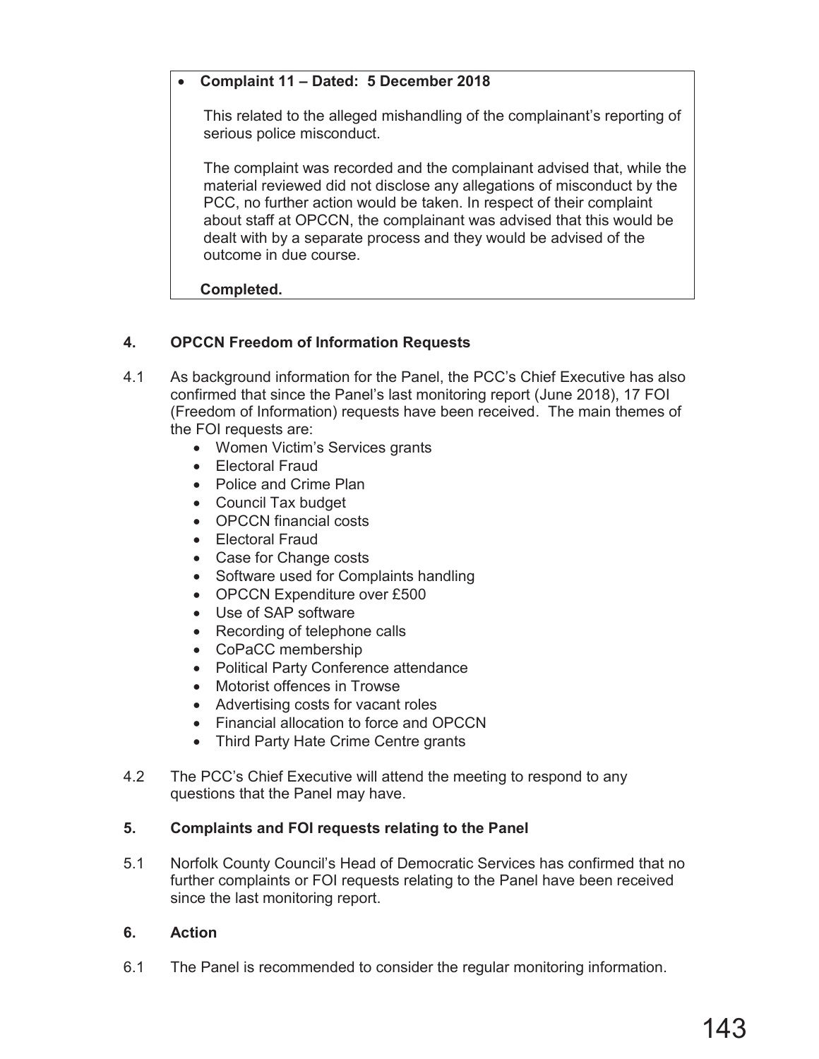- **Complaint 11 – Dated: 5 December 2018**

  This related to the alleged mishandling of the complainant's reporting of serious police misconduct.

  The complaint was recorded and the complainant advised that, while the material reviewed did not disclose any allegations of misconduct by the PCC, no further action would be taken. In respect of their complaint about staff at OPCCN, the complainant was advised that this would be dealt with by a separate process and they would be advised of the outcome in due course.

  **Completed.**

## 4. OPCCN Freedom of Information Requests

4.1 As background information for the Panel, the PCC's Chief Executive has also confirmed that since the Panel's last monitoring report (June 2018), 17 FOI (Freedom of Information) requests have been received. The main themes of the FOI requests are:

- Women Victim's Services grants
- Electoral Fraud
- Police and Crime Plan
- Council Tax budget
- OPCCN financial costs
- Electoral Fraud
- Case for Change costs
- Software used for Complaints handling
- OPCCN Expenditure over £500
- Use of SAP software
- Recording of telephone calls
- CoPaCC membership
- Political Party Conference attendance
- Motorist offences in Trowse
- Advertising costs for vacant roles
- Financial allocation to force and OPCCN
- Third Party Hate Crime Centre grants

4.2 The PCC's Chief Executive will attend the meeting to respond to any questions that the Panel may have.

## 5. Complaints and FOI requests relating to the Panel

5.1 Norfolk County Council's Head of Democratic Services has confirmed that no further complaints or FOI requests relating to the Panel have been received since the last monitoring report.

## 6. Action

6.1 The Panel is recommended to consider the regular monitoring information.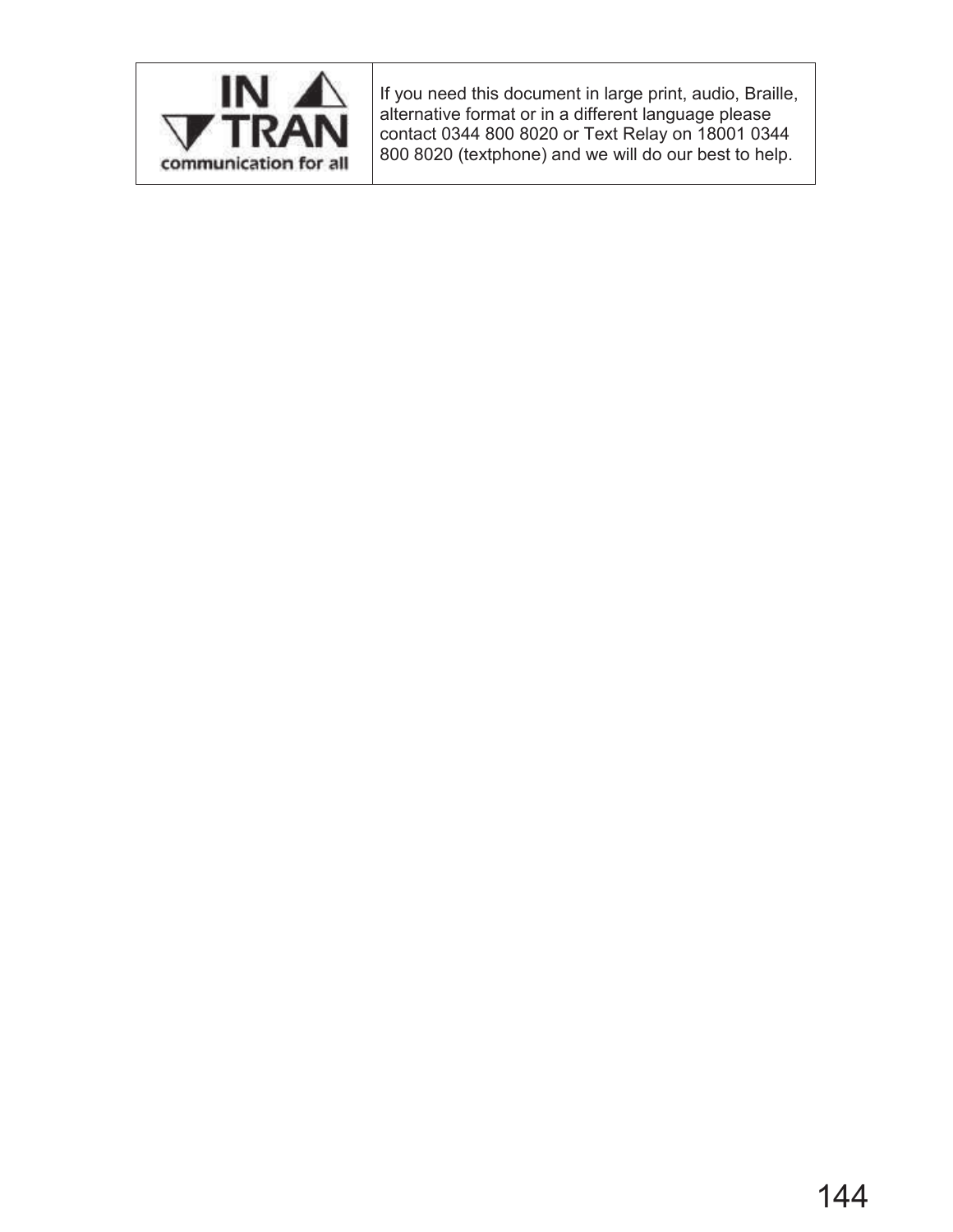| | |
|---|---|
| IN TRAN communication for all | If you need this document in large print, audio, Braille, alternative format or in a different language please contact 0344 800 8020 or Text Relay on 18001 0344 800 8020 (textphone) and we will do our best to help. |